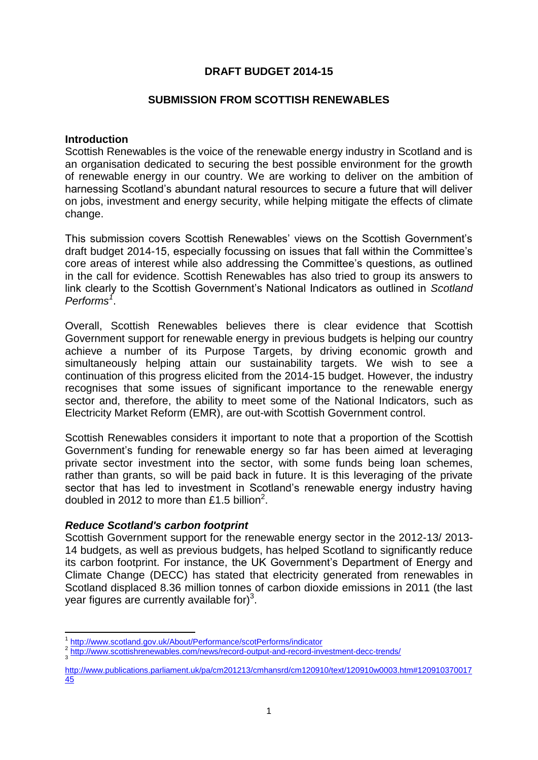**DRAFT BUDGET 2014-15**

**SUBMISSION FROM SCOTTISH RENEWABLES**

## Introduction

Scottish Renewables is the voice of the renewable energy industry in Scotland and is an organisation dedicated to securing the best possible environment for the growth of renewable energy in our country. We are working to deliver on the ambition of harnessing Scotland's abundant natural resources to secure a future that will deliver on jobs, investment and energy security, while helping mitigate the effects of climate change.

This submission covers Scottish Renewables' views on the Scottish Government's draft budget 2014-15, especially focussing on issues that fall within the Committee's core areas of interest while also addressing the Committee's questions, as outlined in the call for evidence. Scottish Renewables has also tried to group its answers to link clearly to the Scottish Government's National Indicators as outlined in *Scotland Performs*[1].

Overall, Scottish Renewables believes there is clear evidence that Scottish Government support for renewable energy in previous budgets is helping our country achieve a number of its Purpose Targets, by driving economic growth and simultaneously helping attain our sustainability targets. We wish to see a continuation of this progress elicited from the 2014-15 budget. However, the industry recognises that some issues of significant importance to the renewable energy sector and, therefore, the ability to meet some of the National Indicators, such as Electricity Market Reform (EMR), are out-with Scottish Government control.

Scottish Renewables considers it important to note that a proportion of the Scottish Government's funding for renewable energy so far has been aimed at leveraging private sector investment into the sector, with some funds being loan schemes, rather than grants, so will be paid back in future. It is this leveraging of the private sector that has led to investment in Scotland's renewable energy industry having doubled in 2012 to more than £1.5 billion[2].

### *Reduce Scotland's carbon footprint*

Scottish Government support for the renewable energy sector in the 2012-13/ 2013-14 budgets, as well as previous budgets, has helped Scotland to significantly reduce its carbon footprint. For instance, the UK Government's Department of Energy and Climate Change (DECC) has stated that electricity generated from renewables in Scotland displaced 8.36 million tonnes of carbon dioxide emissions in 2011 (the last year figures are currently available for)[3].

---

[1] http://www.scotland.gov.uk/About/Performance/scotPerforms/indicator

[2] http://www.scottishrenewables.com/news/record-output-and-record-investment-decc-trends/

[3] http://www.publications.parliament.uk/pa/cm201213/cmhansrd/cm120910/text/120910w0003.htm#12091037001745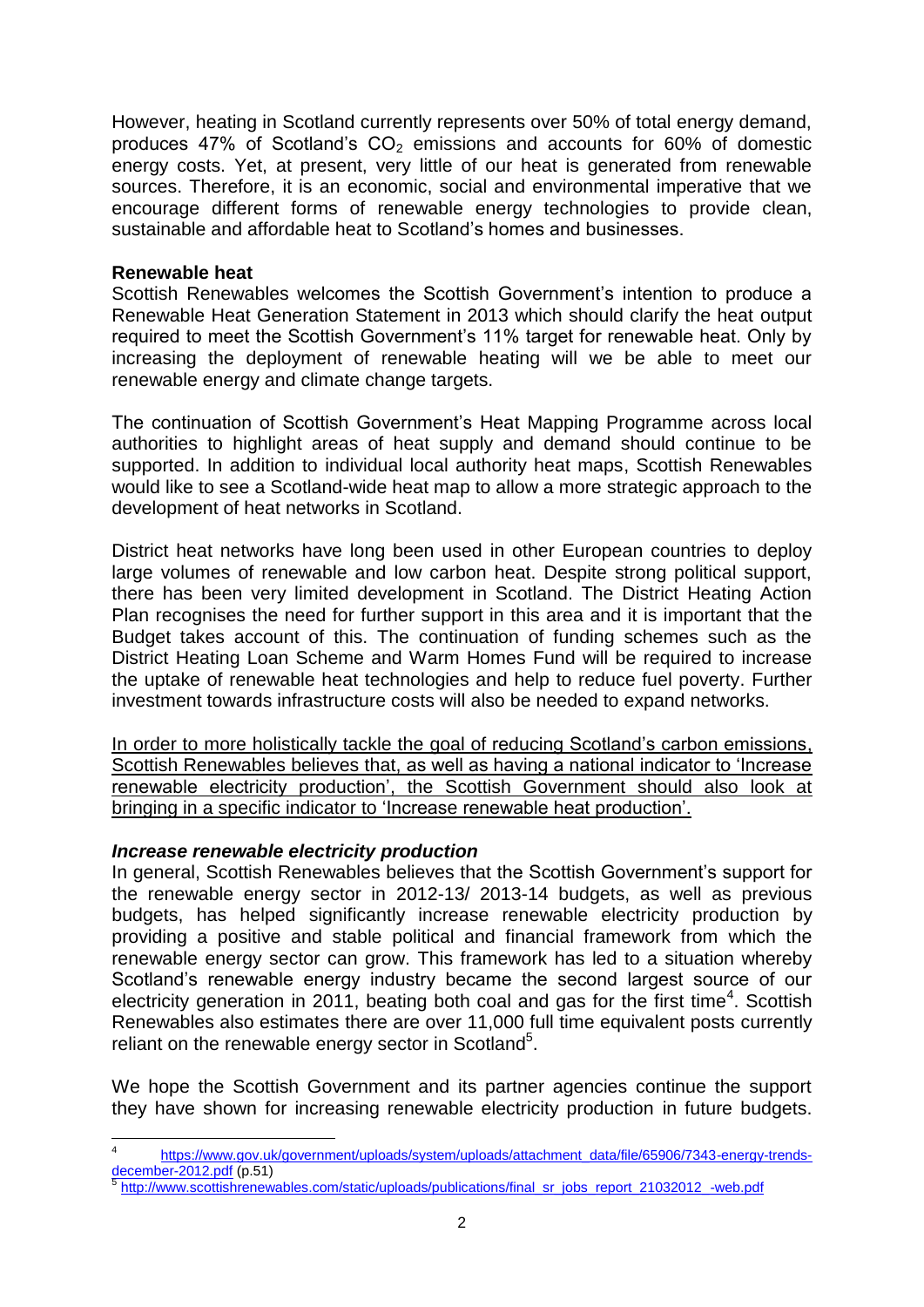However, heating in Scotland currently represents over 50% of total energy demand, produces 47% of Scotland's $CO_2$ emissions and accounts for 60% of domestic energy costs. Yet, at present, very little of our heat is generated from renewable sources. Therefore, it is an economic, social and environmental imperative that we encourage different forms of renewable energy technologies to provide clean, sustainable and affordable heat to Scotland's homes and businesses.

**Renewable heat**

Scottish Renewables welcomes the Scottish Government's intention to produce a Renewable Heat Generation Statement in 2013 which should clarify the heat output required to meet the Scottish Government's 11% target for renewable heat. Only by increasing the deployment of renewable heating will we be able to meet our renewable energy and climate change targets.

The continuation of Scottish Government's Heat Mapping Programme across local authorities to highlight areas of heat supply and demand should continue to be supported. In addition to individual local authority heat maps, Scottish Renewables would like to see a Scotland-wide heat map to allow a more strategic approach to the development of heat networks in Scotland.

District heat networks have long been used in other European countries to deploy large volumes of renewable and low carbon heat. Despite strong political support, there has been very limited development in Scotland. The District Heating Action Plan recognises the need for further support in this area and it is important that the Budget takes account of this. The continuation of funding schemes such as the District Heating Loan Scheme and Warm Homes Fund will be required to increase the uptake of renewable heat technologies and help to reduce fuel poverty. Further investment towards infrastructure costs will also be needed to expand networks.

<u>In order to more holistically tackle the goal of reducing Scotland's carbon emissions, Scottish Renewables believes that, as well as having a national indicator to 'Increase renewable electricity production', the Scottish Government should also look at bringing in a specific indicator to 'Increase renewable heat production'.</u>

***Increase renewable electricity production***

In general, Scottish Renewables believes that the Scottish Government's support for the renewable energy sector in 2012-13/ 2013-14 budgets, as well as previous budgets, has helped significantly increase renewable electricity production by providing a positive and stable political and financial framework from which the renewable energy sector can grow. This framework has led to a situation whereby Scotland's renewable energy industry became the second largest source of our electricity generation in 2011, beating both coal and gas for the first time[4]. Scottish Renewables also estimates there are over 11,000 full time equivalent posts currently reliant on the renewable energy sector in Scotland[5].

We hope the Scottish Government and its partner agencies continue the support they have shown for increasing renewable electricity production in future budgets.

---

[4] https://www.gov.uk/government/uploads/system/uploads/attachment_data/file/65906/7343-energy-trends-december-2012.pdf (p.51)

[5] http://www.scottishrenewables.com/static/uploads/publications/final_sr_jobs_report_21032012_-web.pdf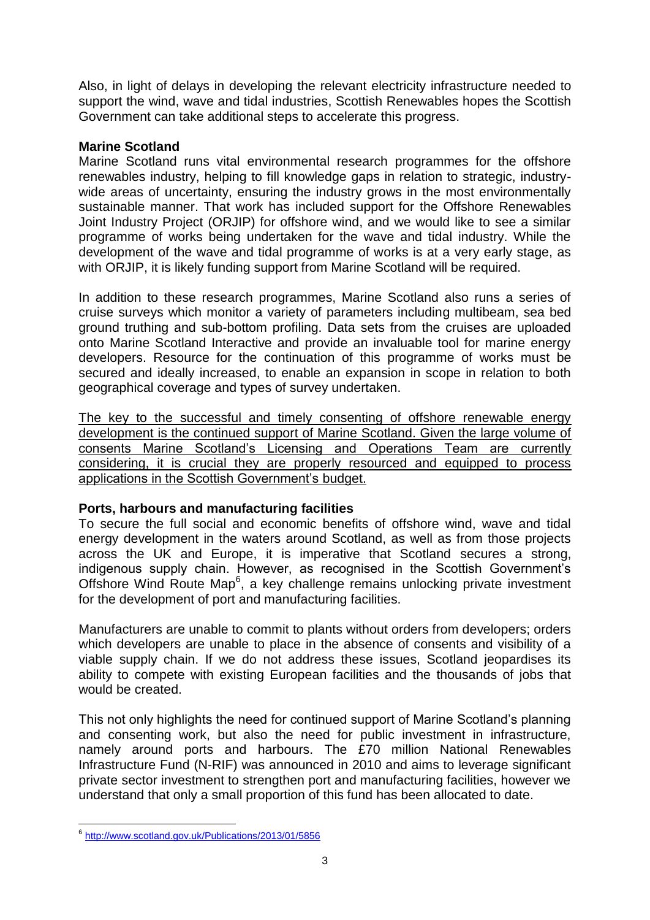Also, in light of delays in developing the relevant electricity infrastructure needed to support the wind, wave and tidal industries, Scottish Renewables hopes the Scottish Government can take additional steps to accelerate this progress.

**Marine Scotland**

Marine Scotland runs vital environmental research programmes for the offshore renewables industry, helping to fill knowledge gaps in relation to strategic, industry-wide areas of uncertainty, ensuring the industry grows in the most environmentally sustainable manner. That work has included support for the Offshore Renewables Joint Industry Project (ORJIP) for offshore wind, and we would like to see a similar programme of works being undertaken for the wave and tidal industry. While the development of the wave and tidal programme of works is at a very early stage, as with ORJIP, it is likely funding support from Marine Scotland will be required.

In addition to these research programmes, Marine Scotland also runs a series of cruise surveys which monitor a variety of parameters including multibeam, sea bed ground truthing and sub-bottom profiling. Data sets from the cruises are uploaded onto Marine Scotland Interactive and provide an invaluable tool for marine energy developers. Resource for the continuation of this programme of works must be secured and ideally increased, to enable an expansion in scope in relation to both geographical coverage and types of survey undertaken.

<u>The key to the successful and timely consenting of offshore renewable energy development is the continued support of Marine Scotland. Given the large volume of consents Marine Scotland's Licensing and Operations Team are currently considering, it is crucial they are properly resourced and equipped to process applications in the Scottish Government's budget.</u>

**Ports, harbours and manufacturing facilities**

To secure the full social and economic benefits of offshore wind, wave and tidal energy development in the waters around Scotland, as well as from those projects across the UK and Europe, it is imperative that Scotland secures a strong, indigenous supply chain. However, as recognised in the Scottish Government's Offshore Wind Route Map[6], a key challenge remains unlocking private investment for the development of port and manufacturing facilities.

Manufacturers are unable to commit to plants without orders from developers; orders which developers are unable to place in the absence of consents and visibility of a viable supply chain. If we do not address these issues, Scotland jeopardises its ability to compete with existing European facilities and the thousands of jobs that would be created.

This not only highlights the need for continued support of Marine Scotland's planning and consenting work, but also the need for public investment in infrastructure, namely around ports and harbours. The £70 million National Renewables Infrastructure Fund (N-RIF) was announced in 2010 and aims to leverage significant private sector investment to strengthen port and manufacturing facilities, however we understand that only a small proportion of this fund has been allocated to date.

---

[6] http://www.scotland.gov.uk/Publications/2013/01/5856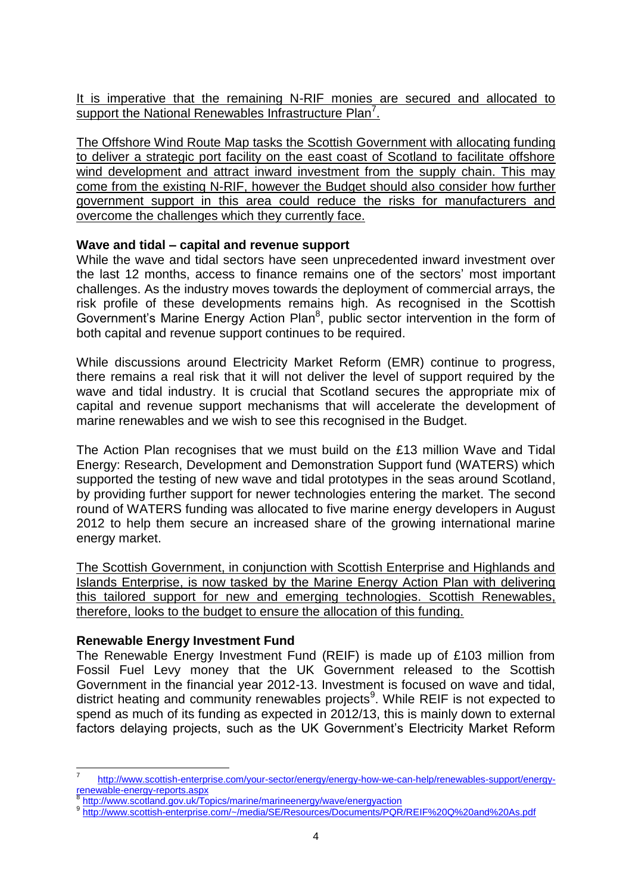It is imperative that the remaining N-RIF monies are secured and allocated to support the National Renewables Infrastructure Plan[7].

The Offshore Wind Route Map tasks the Scottish Government with allocating funding to deliver a strategic port facility on the east coast of Scotland to facilitate offshore wind development and attract inward investment from the supply chain. This may come from the existing N-RIF, however the Budget should also consider how further government support in this area could reduce the risks for manufacturers and overcome the challenges which they currently face.

**Wave and tidal – capital and revenue support**

While the wave and tidal sectors have seen unprecedented inward investment over the last 12 months, access to finance remains one of the sectors' most important challenges. As the industry moves towards the deployment of commercial arrays, the risk profile of these developments remains high. As recognised in the Scottish Government's Marine Energy Action Plan[8], public sector intervention in the form of both capital and revenue support continues to be required.

While discussions around Electricity Market Reform (EMR) continue to progress, there remains a real risk that it will not deliver the level of support required by the wave and tidal industry. It is crucial that Scotland secures the appropriate mix of capital and revenue support mechanisms that will accelerate the development of marine renewables and we wish to see this recognised in the Budget.

The Action Plan recognises that we must build on the £13 million Wave and Tidal Energy: Research, Development and Demonstration Support fund (WATERS) which supported the testing of new wave and tidal prototypes in the seas around Scotland, by providing further support for newer technologies entering the market. The second round of WATERS funding was allocated to five marine energy developers in August 2012 to help them secure an increased share of the growing international marine energy market.

The Scottish Government, in conjunction with Scottish Enterprise and Highlands and Islands Enterprise, is now tasked by the Marine Energy Action Plan with delivering this tailored support for new and emerging technologies. Scottish Renewables, therefore, looks to the budget to ensure the allocation of this funding.

**Renewable Energy Investment Fund**

The Renewable Energy Investment Fund (REIF) is made up of £103 million from Fossil Fuel Levy money that the UK Government released to the Scottish Government in the financial year 2012-13. Investment is focused on wave and tidal, district heating and community renewables projects[9]. While REIF is not expected to spend as much of its funding as expected in 2012/13, this is mainly down to external factors delaying projects, such as the UK Government's Electricity Market Reform

---

[7] http://www.scottish-enterprise.com/your-sector/energy/energy-how-we-can-help/renewables-support/energy-renewable-energy-reports.aspx

[8] http://www.scotland.gov.uk/Topics/marine/marineenergy/wave/energyaction

[9] http://www.scottish-enterprise.com/~/media/SE/Resources/Documents/PQR/REIF%20Q%20and%20As.pdf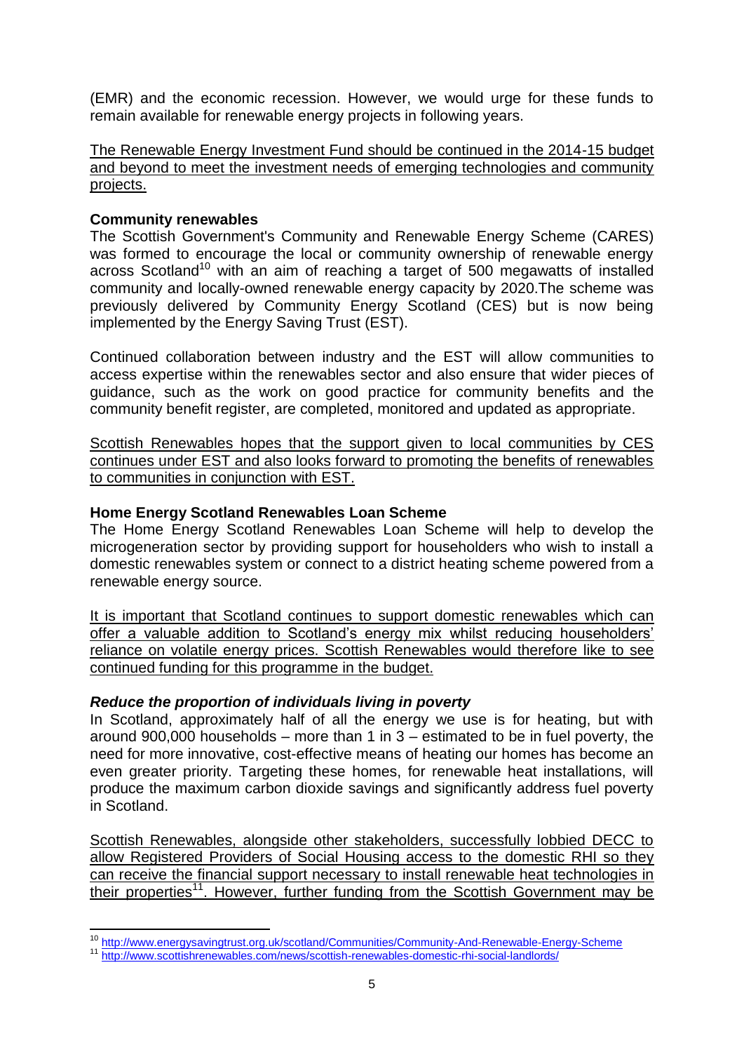(EMR) and the economic recession. However, we would urge for these funds to remain available for renewable energy projects in following years.

The Renewable Energy Investment Fund should be continued in the 2014-15 budget and beyond to meet the investment needs of emerging technologies and community projects.

**Community renewables**

The Scottish Government's Community and Renewable Energy Scheme (CARES) was formed to encourage the local or community ownership of renewable energy across Scotland[10] with an aim of reaching a target of 500 megawatts of installed community and locally-owned renewable energy capacity by 2020.The scheme was previously delivered by Community Energy Scotland (CES) but is now being implemented by the Energy Saving Trust (EST).

Continued collaboration between industry and the EST will allow communities to access expertise within the renewables sector and also ensure that wider pieces of guidance, such as the work on good practice for community benefits and the community benefit register, are completed, monitored and updated as appropriate.

Scottish Renewables hopes that the support given to local communities by CES continues under EST and also looks forward to promoting the benefits of renewables to communities in conjunction with EST.

**Home Energy Scotland Renewables Loan Scheme**

The Home Energy Scotland Renewables Loan Scheme will help to develop the microgeneration sector by providing support for householders who wish to install a domestic renewables system or connect to a district heating scheme powered from a renewable energy source.

It is important that Scotland continues to support domestic renewables which can offer a valuable addition to Scotland's energy mix whilst reducing householders' reliance on volatile energy prices. Scottish Renewables would therefore like to see continued funding for this programme in the budget.

***Reduce the proportion of individuals living in poverty***

In Scotland, approximately half of all the energy we use is for heating, but with around 900,000 households – more than 1 in 3 – estimated to be in fuel poverty, the need for more innovative, cost-effective means of heating our homes has become an even greater priority. Targeting these homes, for renewable heat installations, will produce the maximum carbon dioxide savings and significantly address fuel poverty in Scotland.

Scottish Renewables, alongside other stakeholders, successfully lobbied DECC to allow Registered Providers of Social Housing access to the domestic RHI so they can receive the financial support necessary to install renewable heat technologies in their properties[11]. However, further funding from the Scottish Government may be

---

[10] http://www.energysavingtrust.org.uk/scotland/Communities/Community-And-Renewable-Energy-Scheme

[11] http://www.scottishrenewables.com/news/scottish-renewables-domestic-rhi-social-landlords/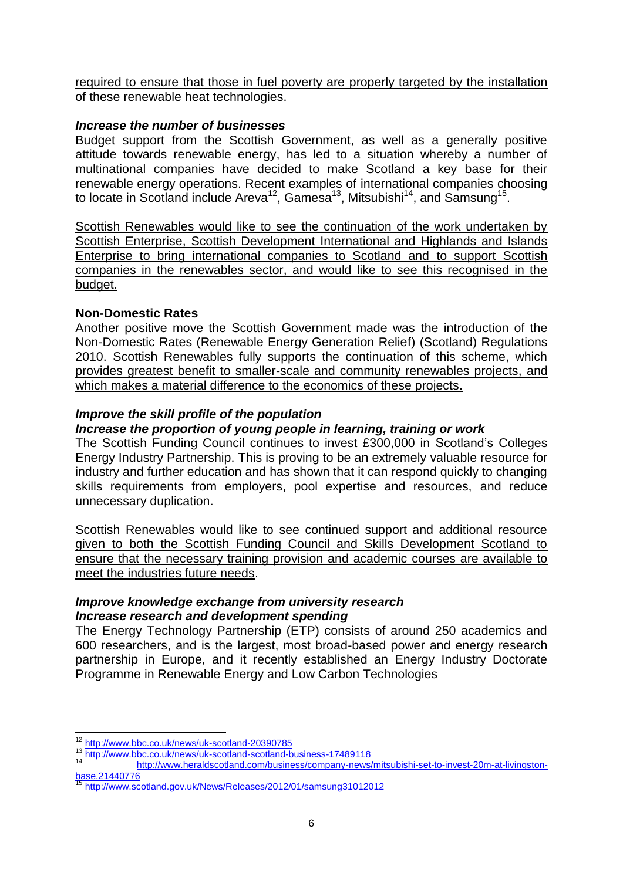required to ensure that those in fuel poverty are properly targeted by the installation of these renewable heat technologies.

***Increase the number of businesses***

Budget support from the Scottish Government, as well as a generally positive attitude towards renewable energy, has led to a situation whereby a number of multinational companies have decided to make Scotland a key base for their renewable energy operations. Recent examples of international companies choosing to locate in Scotland include Areva[12], Gamesa[13], Mitsubishi[14], and Samsung[15].

Scottish Renewables would like to see the continuation of the work undertaken by Scottish Enterprise, Scottish Development International and Highlands and Islands Enterprise to bring international companies to Scotland and to support Scottish companies in the renewables sector, and would like to see this recognised in the budget.

**Non-Domestic Rates**

Another positive move the Scottish Government made was the introduction of the Non-Domestic Rates (Renewable Energy Generation Relief) (Scotland) Regulations 2010. Scottish Renewables fully supports the continuation of this scheme, which provides greatest benefit to smaller-scale and community renewables projects, and which makes a material difference to the economics of these projects.

***Improve the skill profile of the population***
***Increase the proportion of young people in learning, training or work***

The Scottish Funding Council continues to invest £300,000 in Scotland's Colleges Energy Industry Partnership. This is proving to be an extremely valuable resource for industry and further education and has shown that it can respond quickly to changing skills requirements from employers, pool expertise and resources, and reduce unnecessary duplication.

Scottish Renewables would like to see continued support and additional resource given to both the Scottish Funding Council and Skills Development Scotland to ensure that the necessary training provision and academic courses are available to meet the industries future needs.

***Improve knowledge exchange from university research***
***Increase research and development spending***

The Energy Technology Partnership (ETP) consists of around 250 academics and 600 researchers, and is the largest, most broad-based power and energy research partnership in Europe, and it recently established an Energy Industry Doctorate Programme in Renewable Energy and Low Carbon Technologies

---

[12] http://www.bbc.co.uk/news/uk-scotland-20390785

[13] http://www.bbc.co.uk/news/uk-scotland-scotland-business-17489118

[14] http://www.heraldscotland.com/business/company-news/mitsubishi-set-to-invest-20m-at-livingston-base.21440776

[15] http://www.scotland.gov.uk/News/Releases/2012/01/samsung31012012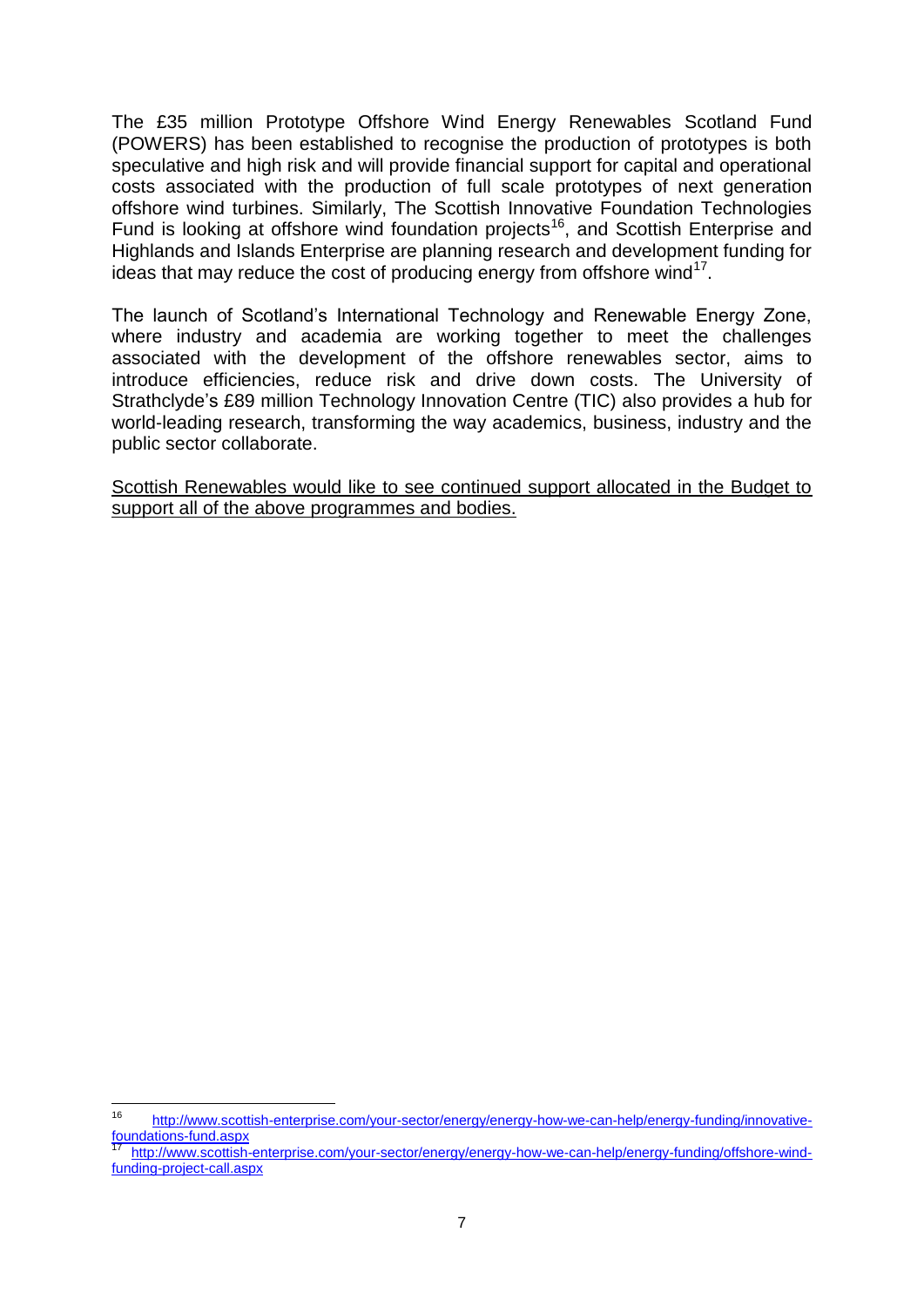The £35 million Prototype Offshore Wind Energy Renewables Scotland Fund (POWERS) has been established to recognise the production of prototypes is both speculative and high risk and will provide financial support for capital and operational costs associated with the production of full scale prototypes of next generation offshore wind turbines. Similarly, The Scottish Innovative Foundation Technologies Fund is looking at offshore wind foundation projects[16], and Scottish Enterprise and Highlands and Islands Enterprise are planning research and development funding for ideas that may reduce the cost of producing energy from offshore wind[17].

The launch of Scotland's International Technology and Renewable Energy Zone, where industry and academia are working together to meet the challenges associated with the development of the offshore renewables sector, aims to introduce efficiencies, reduce risk and drive down costs. The University of Strathclyde's £89 million Technology Innovation Centre (TIC) also provides a hub for world-leading research, transforming the way academics, business, industry and the public sector collaborate.

<u>Scottish Renewables would like to see continued support allocated in the Budget to support all of the above programmes and bodies.</u>

---

[16] http://www.scottish-enterprise.com/your-sector/energy/energy-how-we-can-help/energy-funding/innovative-foundations-fund.aspx

[17] http://www.scottish-enterprise.com/your-sector/energy/energy-how-we-can-help/energy-funding/offshore-wind-funding-project-call.aspx